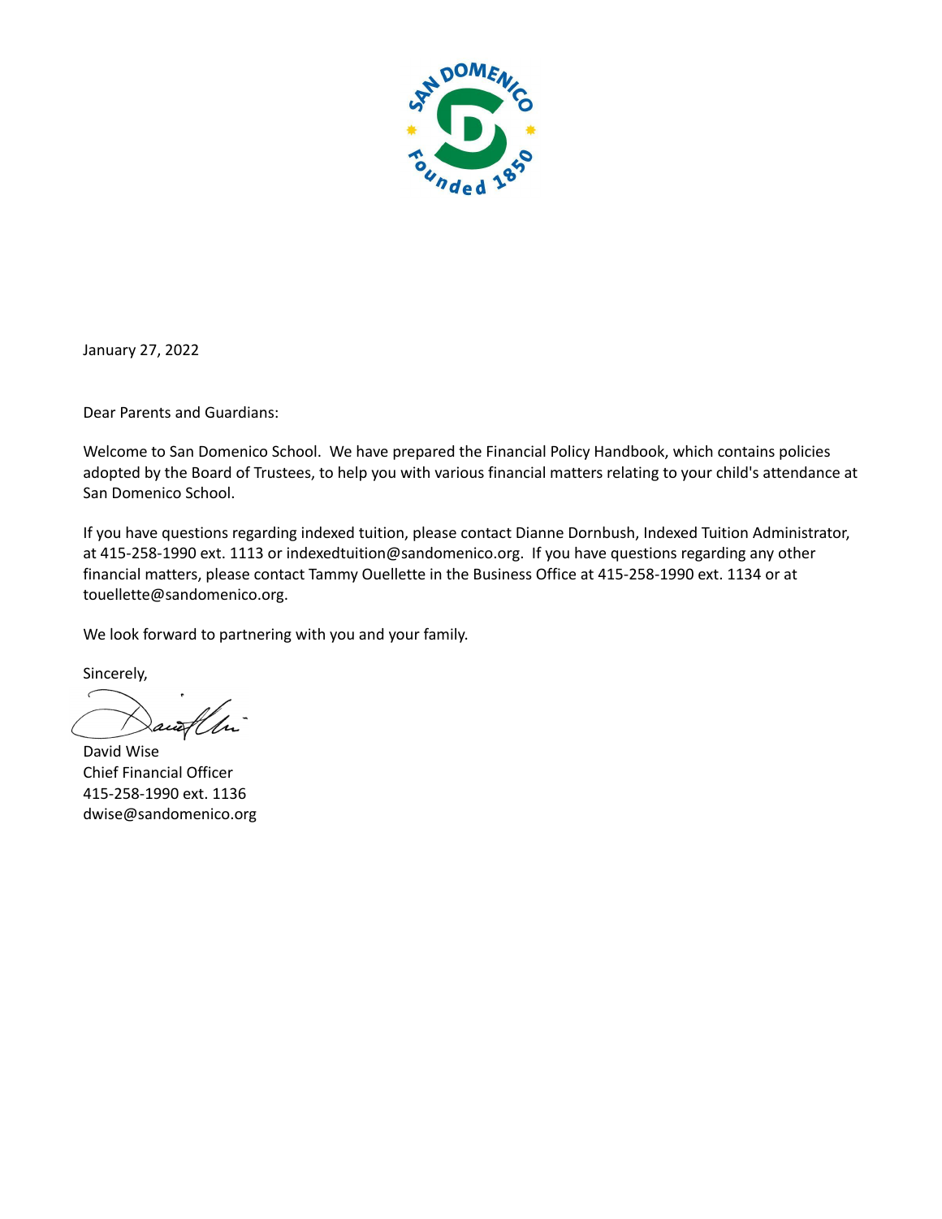January 27, 2022

Dear Parents and Guardians:

Welcome to San Domenico School. We have prepared the Financial Policy Handbook, which contains policies adopted by the Board of Trustees, to help you with various financial matters relating to your child's attendance at San Domenico School.

If you have questions regarding indexed tuition, please contact Dianne Dornbush, Indexed Tuition Administrator, at 415-258-1990 ext. 1113 or indexedtuition@sandomenico.org. If you have questions regarding any other financial matters, please contact Tammy Ouellette in the Business Office at 415-258-1990 ext. 1134 or at touellette@sandomenico.org.

We look forward to partnering with you and your family.

Sincerely,

David Wise
Chief Financial Officer
415-258-1990 ext. 1136
dwise@sandomenico.org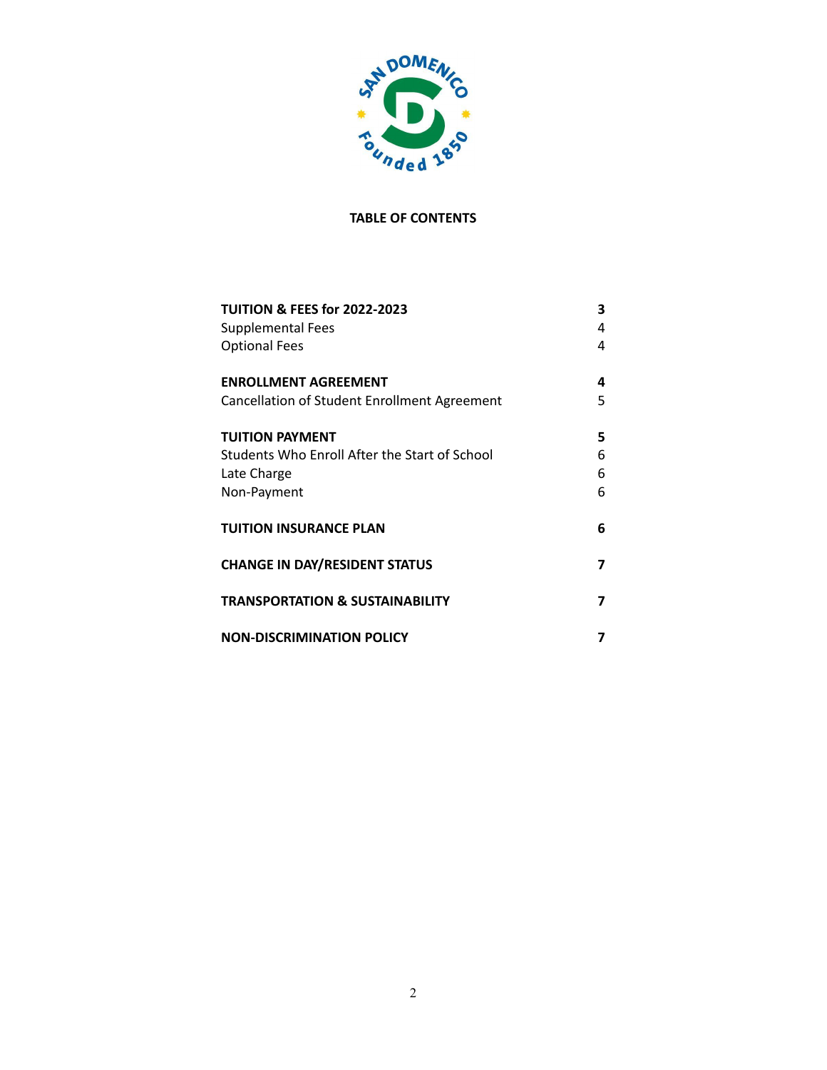SAN DOMENICO

Founded 1850

## TABLE OF CONTENTS

| | |
|---|---|
| **TUITION & FEES for 2022-2023** | **3** |
| Supplemental Fees | 4 |
| Optional Fees | 4 |
| **ENROLLMENT AGREEMENT** | **4** |
| Cancellation of Student Enrollment Agreement | 5 |
| **TUITION PAYMENT** | **5** |
| Students Who Enroll After the Start of School | 6 |
| Late Charge | 6 |
| Non-Payment | 6 |
| **TUITION INSURANCE PLAN** | **6** |
| **CHANGE IN DAY/RESIDENT STATUS** | **7** |
| **TRANSPORTATION & SUSTAINABILITY** | **7** |
| **NON-DISCRIMINATION POLICY** | **7** |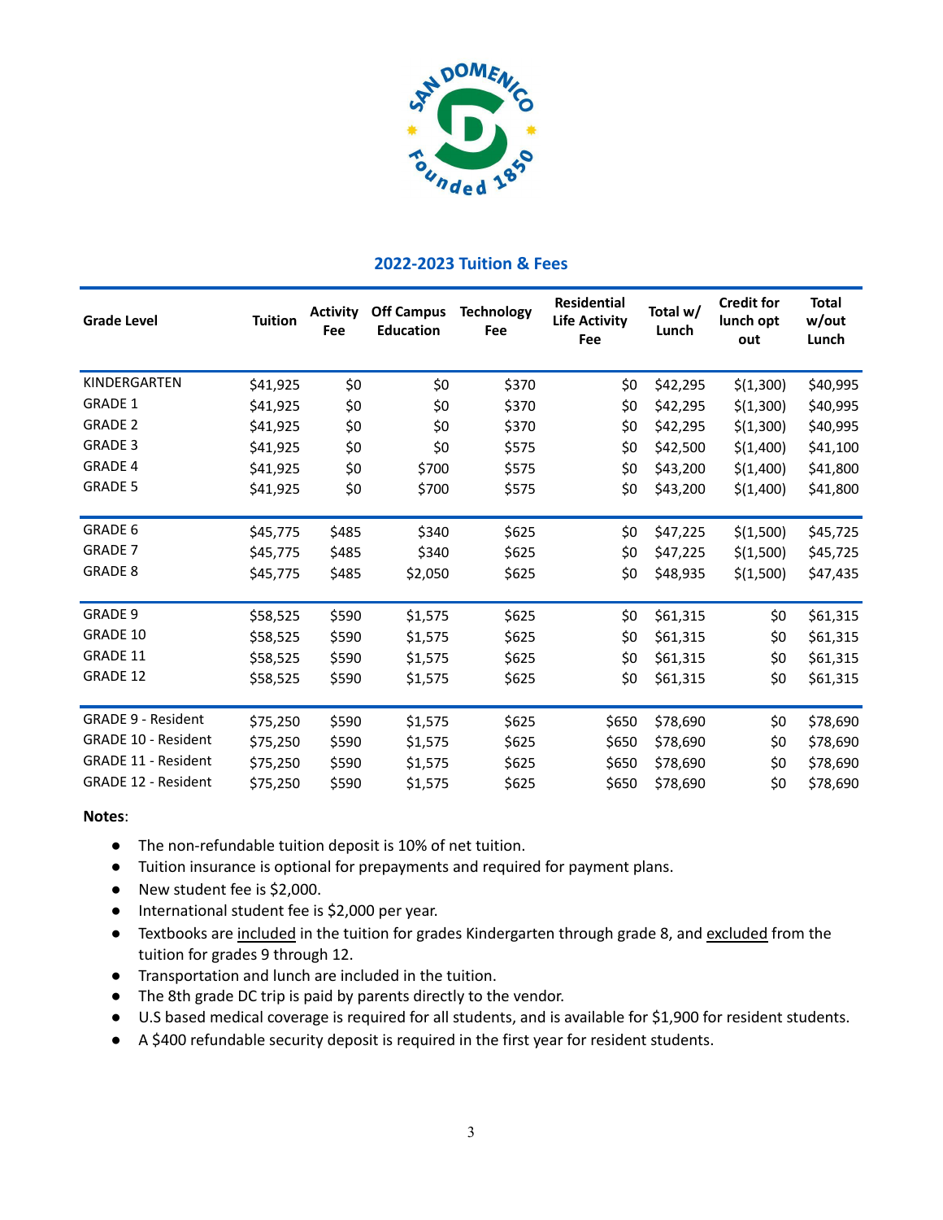## 2022-2023 Tuition & Fees

| Grade Level | Tuition | Activity Fee | Off Campus Education | Technology Fee | Residential Life Activity Fee | Total w/ Lunch | Credit for lunch opt out | Total w/out Lunch |
|---|---|---|---|---|---|---|---|---|
| KINDERGARTEN | $41,925 | $0 | $0 | $370 | $0 | $42,295 | $(1,300) | $40,995 |
| GRADE 1 | $41,925 | $0 | $0 | $370 | $0 | $42,295 | $(1,300) | $40,995 |
| GRADE 2 | $41,925 | $0 | $0 | $370 | $0 | $42,295 | $(1,300) | $40,995 |
| GRADE 3 | $41,925 | $0 | $0 | $575 | $0 | $42,500 | $(1,400) | $41,100 |
| GRADE 4 | $41,925 | $0 | $700 | $575 | $0 | $43,200 | $(1,400) | $41,800 |
| GRADE 5 | $41,925 | $0 | $700 | $575 | $0 | $43,200 | $(1,400) | $41,800 |
| GRADE 6 | $45,775 | $485 | $340 | $625 | $0 | $47,225 | $(1,500) | $45,725 |
| GRADE 7 | $45,775 | $485 | $340 | $625 | $0 | $47,225 | $(1,500) | $45,725 |
| GRADE 8 | $45,775 | $485 | $2,050 | $625 | $0 | $48,935 | $(1,500) | $47,435 |
| GRADE 9 | $58,525 | $590 | $1,575 | $625 | $0 | $61,315 | $0 | $61,315 |
| GRADE 10 | $58,525 | $590 | $1,575 | $625 | $0 | $61,315 | $0 | $61,315 |
| GRADE 11 | $58,525 | $590 | $1,575 | $625 | $0 | $61,315 | $0 | $61,315 |
| GRADE 12 | $58,525 | $590 | $1,575 | $625 | $0 | $61,315 | $0 | $61,315 |
| GRADE 9 - Resident | $75,250 | $590 | $1,575 | $625 | $650 | $78,690 | $0 | $78,690 |
| GRADE 10 - Resident | $75,250 | $590 | $1,575 | $625 | $650 | $78,690 | $0 | $78,690 |
| GRADE 11 - Resident | $75,250 | $590 | $1,575 | $625 | $650 | $78,690 | $0 | $78,690 |
| GRADE 12 - Resident | $75,250 | $590 | $1,575 | $625 | $650 | $78,690 | $0 | $78,690 |

**Notes**:

- The non-refundable tuition deposit is 10% of net tuition.
- Tuition insurance is optional for prepayments and required for payment plans.
- New student fee is $2,000.
- International student fee is $2,000 per year.
- Textbooks are included in the tuition for grades Kindergarten through grade 8, and excluded from the tuition for grades 9 through 12.
- Transportation and lunch are included in the tuition.
- The 8th grade DC trip is paid by parents directly to the vendor.
- U.S based medical coverage is required for all students, and is available for $1,900 for resident students.
- A $400 refundable security deposit is required in the first year for resident students.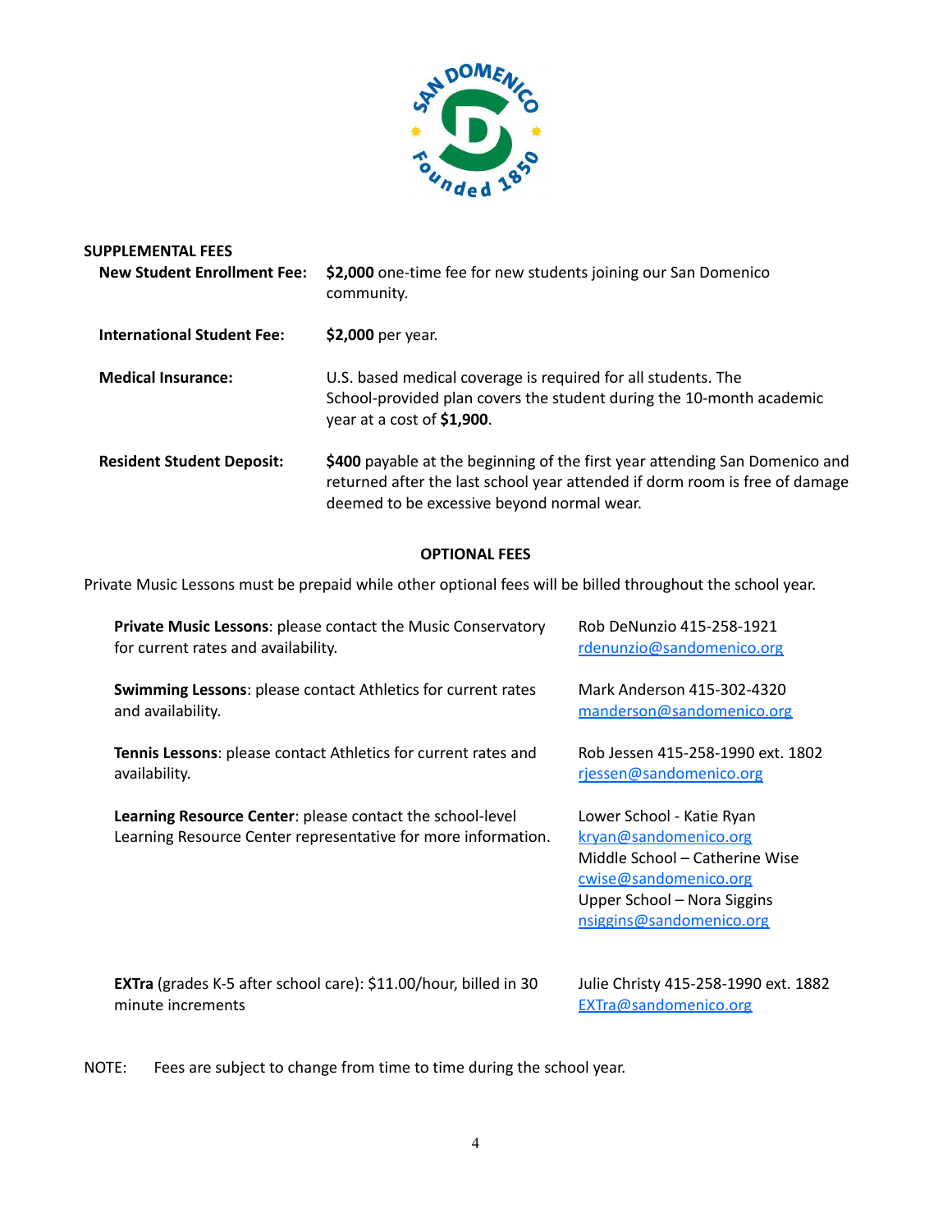## SUPPLEMENTAL FEES

| | |
|---|---|
| **New Student Enrollment Fee:** | **$2,000** one-time fee for new students joining our San Domenico community. |
| **International Student Fee:** | **$2,000** per year. |
| **Medical Insurance:** | U.S. based medical coverage is required for all students. The School-provided plan covers the student during the 10-month academic year at a cost of **$1,900**. |
| **Resident Student Deposit:** | **$400** payable at the beginning of the first year attending San Domenico and returned after the last school year attended if dorm room is free of damage deemed to be excessive beyond normal wear. |

## OPTIONAL FEES

Private Music Lessons must be prepaid while other optional fees will be billed throughout the school year.

| | |
|---|---|
| **Private Music Lessons**: please contact the Music Conservatory for current rates and availability. | Rob DeNunzio 415-258-1921<br>rdenunzio@sandomenico.org |
| **Swimming Lessons**: please contact Athletics for current rates and availability. | Mark Anderson 415-302-4320<br>manderson@sandomenico.org |
| **Tennis Lessons**: please contact Athletics for current rates and availability. | Rob Jessen 415-258-1990 ext. 1802<br>rjessen@sandomenico.org |
| **Learning Resource Center**: please contact the school-level Learning Resource Center representative for more information. | Lower School - Katie Ryan<br>kryan@sandomenico.org<br>Middle School – Catherine Wise<br>cwise@sandomenico.org<br>Upper School – Nora Siggins<br>nsiggins@sandomenico.org |
| **EXTra** (grades K-5 after school care): $11.00/hour, billed in 30 minute increments | Julie Christy 415-258-1990 ext. 1882<br>EXTra@sandomenico.org |

NOTE: Fees are subject to change from time to time during the school year.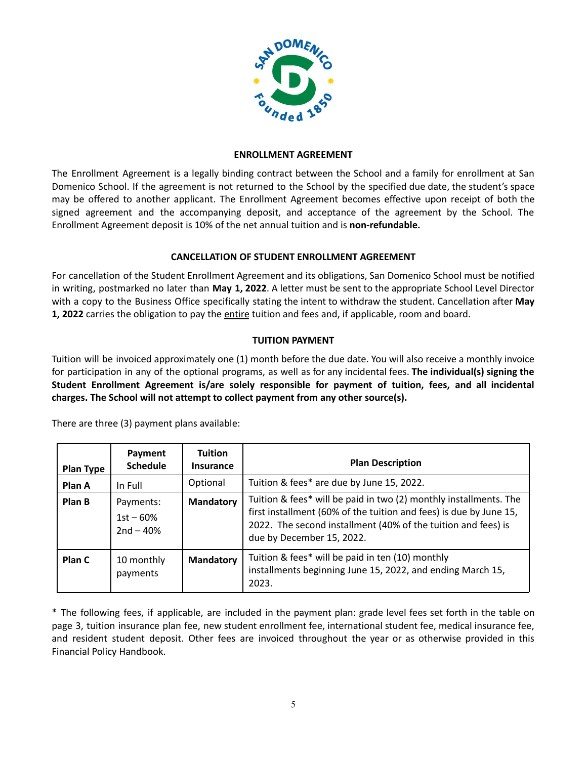## ENROLLMENT AGREEMENT

The Enrollment Agreement is a legally binding contract between the School and a family for enrollment at San Domenico School. If the agreement is not returned to the School by the specified due date, the student's space may be offered to another applicant. The Enrollment Agreement becomes effective upon receipt of both the signed agreement and the accompanying deposit, and acceptance of the agreement by the School. The Enrollment Agreement deposit is 10% of the net annual tuition and is **non-refundable.**

## CANCELLATION OF STUDENT ENROLLMENT AGREEMENT

For cancellation of the Student Enrollment Agreement and its obligations, San Domenico School must be notified in writing, postmarked no later than **May 1, 2022**. A letter must be sent to the appropriate School Level Director with a copy to the Business Office specifically stating the intent to withdraw the student. Cancellation after **May 1, 2022** carries the obligation to pay the entire tuition and fees and, if applicable, room and board.

## TUITION PAYMENT

Tuition will be invoiced approximately one (1) month before the due date. You will also receive a monthly invoice for participation in any of the optional programs, as well as for any incidental fees. **The individual(s) signing the Student Enrollment Agreement is/are solely responsible for payment of tuition, fees, and all incidental charges. The School will not attempt to collect payment from any other source(s).**

There are three (3) payment plans available:

| Plan Type | Payment Schedule | Tuition Insurance | Plan Description |
|---|---|---|---|
| **Plan A** | In Full | Optional | Tuition & fees* are due by June 15, 2022. |
| **Plan B** | Payments: 1st – 60% 2nd – 40% | **Mandatory** | Tuition & fees* will be paid in two (2) monthly installments. The first installment (60% of the tuition and fees) is due by June 15, 2022. The second installment (40% of the tuition and fees) is due by December 15, 2022. |
| **Plan C** | 10 monthly payments | **Mandatory** | Tuition & fees* will be paid in ten (10) monthly installments beginning June 15, 2022, and ending March 15, 2023. |

* The following fees, if applicable, are included in the payment plan: grade level fees set forth in the table on page 3, tuition insurance plan fee, new student enrollment fee, international student fee, medical insurance fee, and resident student deposit. Other fees are invoiced throughout the year or as otherwise provided in this Financial Policy Handbook.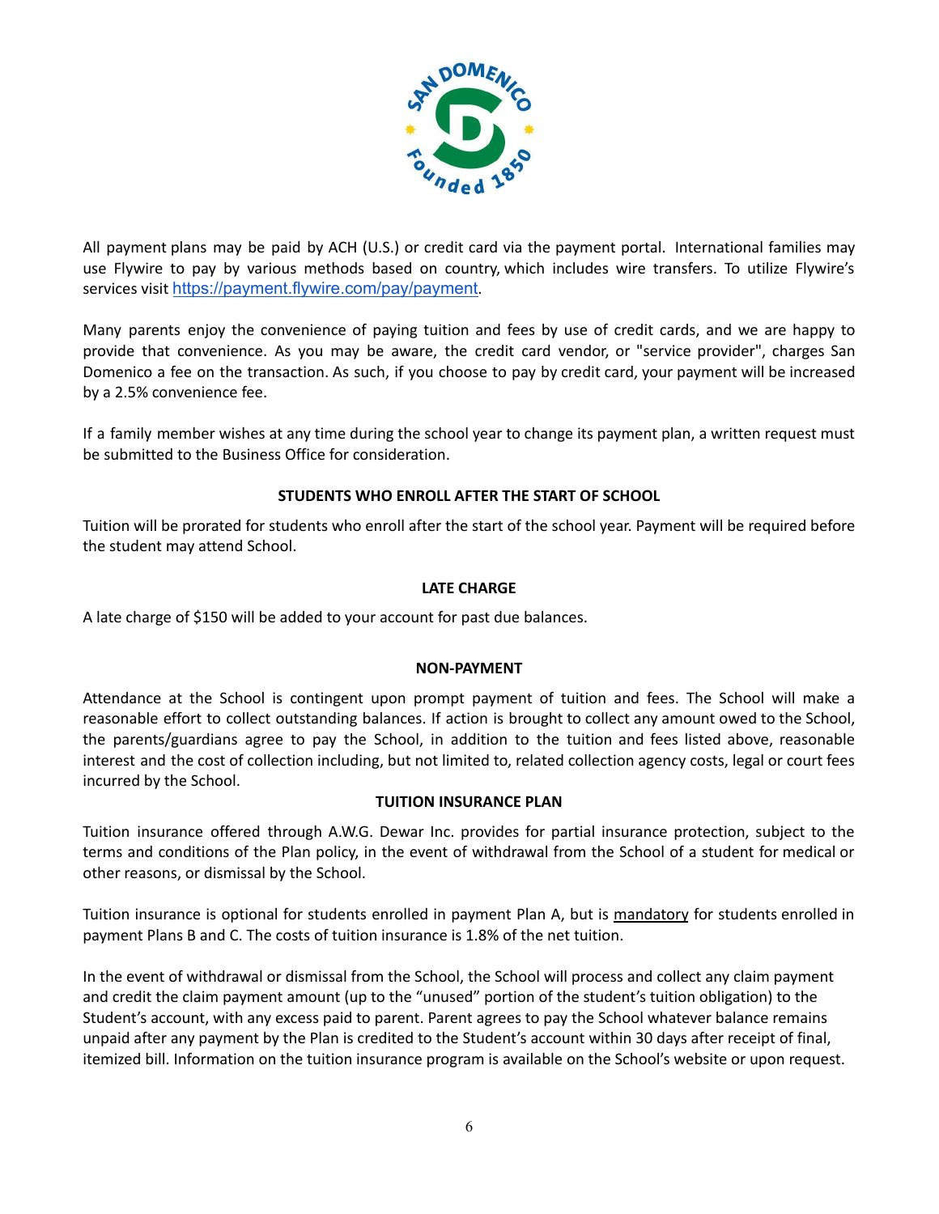All payment plans may be paid by ACH (U.S.) or credit card via the payment portal. International families may use Flywire to pay by various methods based on country, which includes wire transfers. To utilize Flywire's services visit https://payment.flywire.com/pay/payment.

Many parents enjoy the convenience of paying tuition and fees by use of credit cards, and we are happy to provide that convenience. As you may be aware, the credit card vendor, or "service provider", charges San Domenico a fee on the transaction. As such, if you choose to pay by credit card, your payment will be increased by a 2.5% convenience fee.

If a family member wishes at any time during the school year to change its payment plan, a written request must be submitted to the Business Office for consideration.

## STUDENTS WHO ENROLL AFTER THE START OF SCHOOL

Tuition will be prorated for students who enroll after the start of the school year. Payment will be required before the student may attend School.

## LATE CHARGE

A late charge of $150 will be added to your account for past due balances.

## NON-PAYMENT

Attendance at the School is contingent upon prompt payment of tuition and fees. The School will make a reasonable effort to collect outstanding balances. If action is brought to collect any amount owed to the School, the parents/guardians agree to pay the School, in addition to the tuition and fees listed above, reasonable interest and the cost of collection including, but not limited to, related collection agency costs, legal or court fees incurred by the School.

## TUITION INSURANCE PLAN

Tuition insurance offered through A.W.G. Dewar Inc. provides for partial insurance protection, subject to the terms and conditions of the Plan policy, in the event of withdrawal from the School of a student for medical or other reasons, or dismissal by the School.

Tuition insurance is optional for students enrolled in payment Plan A, but is <u>mandatory</u> for students enrolled in payment Plans B and C. The costs of tuition insurance is 1.8% of the net tuition.

In the event of withdrawal or dismissal from the School, the School will process and collect any claim payment and credit the claim payment amount (up to the "unused" portion of the student's tuition obligation) to the Student's account, with any excess paid to parent. Parent agrees to pay the School whatever balance remains unpaid after any payment by the Plan is credited to the Student's account within 30 days after receipt of final, itemized bill. Information on the tuition insurance program is available on the School's website or upon request.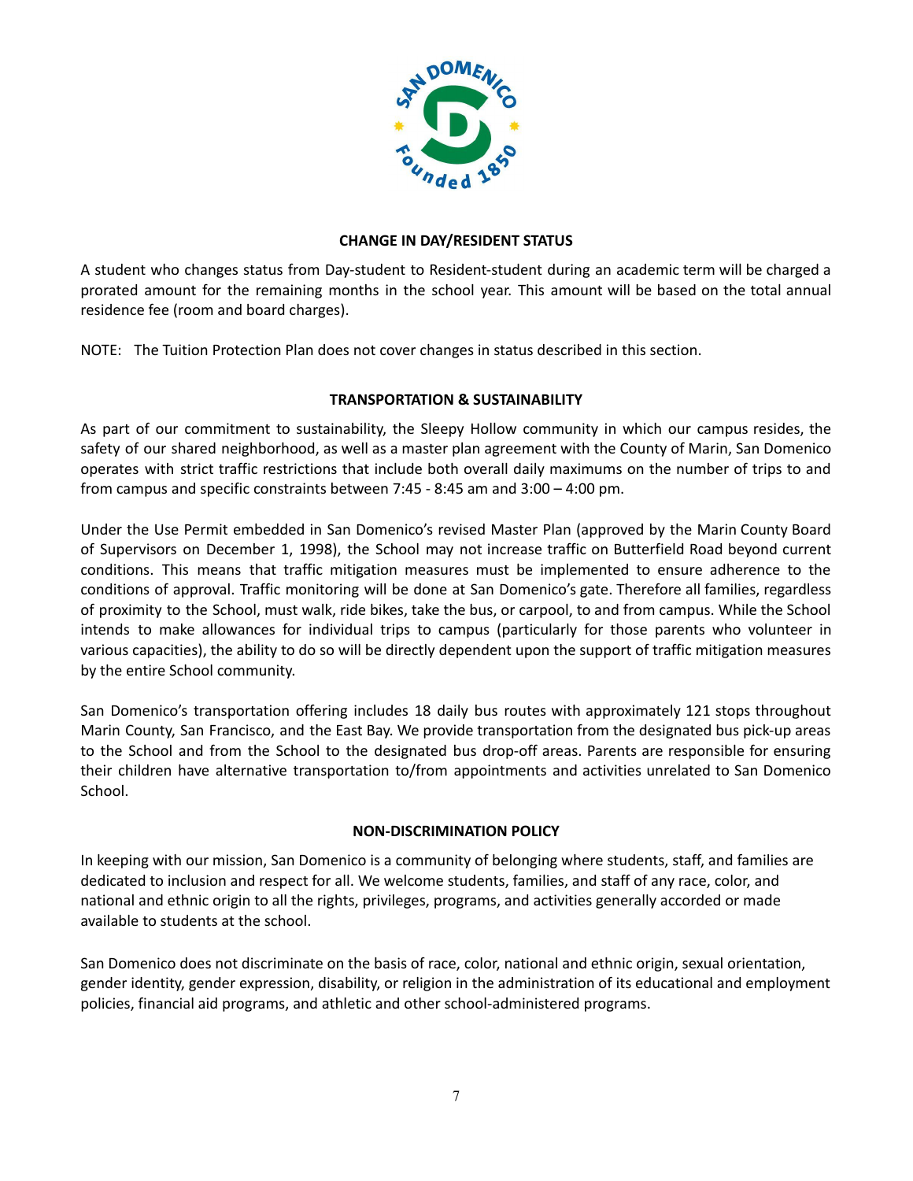## CHANGE IN DAY/RESIDENT STATUS

A student who changes status from Day-student to Resident-student during an academic term will be charged a prorated amount for the remaining months in the school year. This amount will be based on the total annual residence fee (room and board charges).

NOTE: The Tuition Protection Plan does not cover changes in status described in this section.

## TRANSPORTATION & SUSTAINABILITY

As part of our commitment to sustainability, the Sleepy Hollow community in which our campus resides, the safety of our shared neighborhood, as well as a master plan agreement with the County of Marin, San Domenico operates with strict traffic restrictions that include both overall daily maximums on the number of trips to and from campus and specific constraints between 7:45 - 8:45 am and 3:00 – 4:00 pm.

Under the Use Permit embedded in San Domenico's revised Master Plan (approved by the Marin County Board of Supervisors on December 1, 1998), the School may not increase traffic on Butterfield Road beyond current conditions. This means that traffic mitigation measures must be implemented to ensure adherence to the conditions of approval. Traffic monitoring will be done at San Domenico's gate. Therefore all families, regardless of proximity to the School, must walk, ride bikes, take the bus, or carpool, to and from campus. While the School intends to make allowances for individual trips to campus (particularly for those parents who volunteer in various capacities), the ability to do so will be directly dependent upon the support of traffic mitigation measures by the entire School community.

San Domenico's transportation offering includes 18 daily bus routes with approximately 121 stops throughout Marin County, San Francisco, and the East Bay. We provide transportation from the designated bus pick-up areas to the School and from the School to the designated bus drop-off areas. Parents are responsible for ensuring their children have alternative transportation to/from appointments and activities unrelated to San Domenico School.

## NON-DISCRIMINATION POLICY

In keeping with our mission, San Domenico is a community of belonging where students, staff, and families are dedicated to inclusion and respect for all. We welcome students, families, and staff of any race, color, and national and ethnic origin to all the rights, privileges, programs, and activities generally accorded or made available to students at the school.

San Domenico does not discriminate on the basis of race, color, national and ethnic origin, sexual orientation, gender identity, gender expression, disability, or religion in the administration of its educational and employment policies, financial aid programs, and athletic and other school-administered programs.